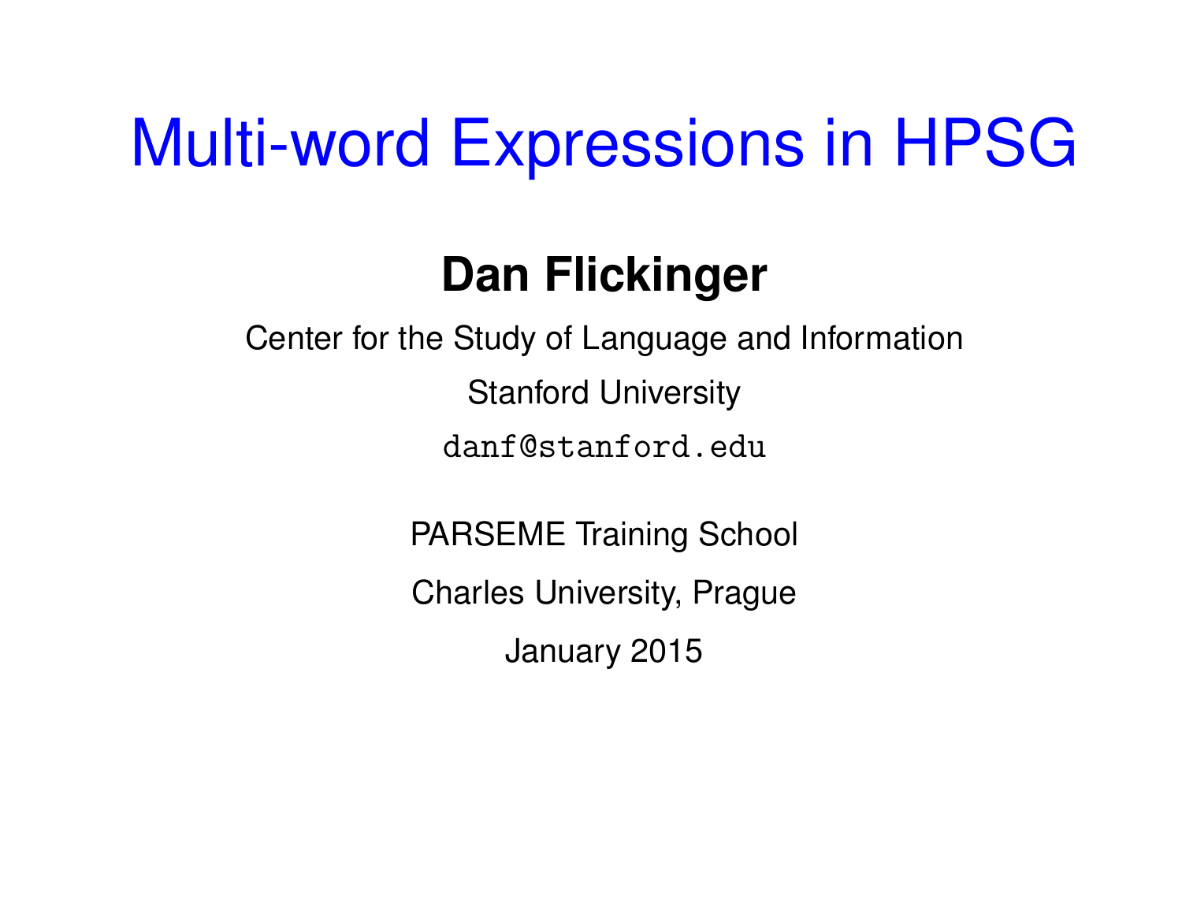# Multi-word Expressions in HPSG

**Dan Flickinger**

Center for the Study of Language and Information

Stanford University

danf@stanford.edu

PARSEME Training School

Charles University, Prague

January 2015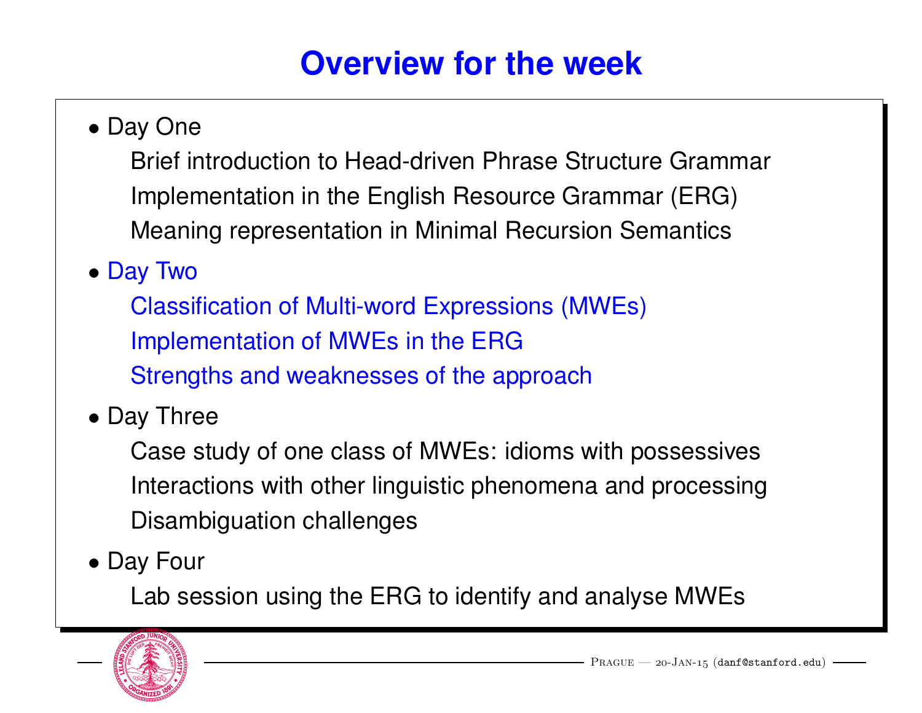# Overview for the week

- Day One

  Brief introduction to Head-driven Phrase Structure Grammar

  Implementation in the English Resource Grammar (ERG)

  Meaning representation in Minimal Recursion Semantics

- Day Two

  Classification of Multi-word Expressions (MWEs)

  Implementation of MWEs in the ERG

  Strengths and weaknesses of the approach

- Day Three

  Case study of one class of MWEs: idioms with possessives

  Interactions with other linguistic phenomena and processing

  Disambiguation challenges

- Day Four

  Lab session using the ERG to identify and analyse MWEs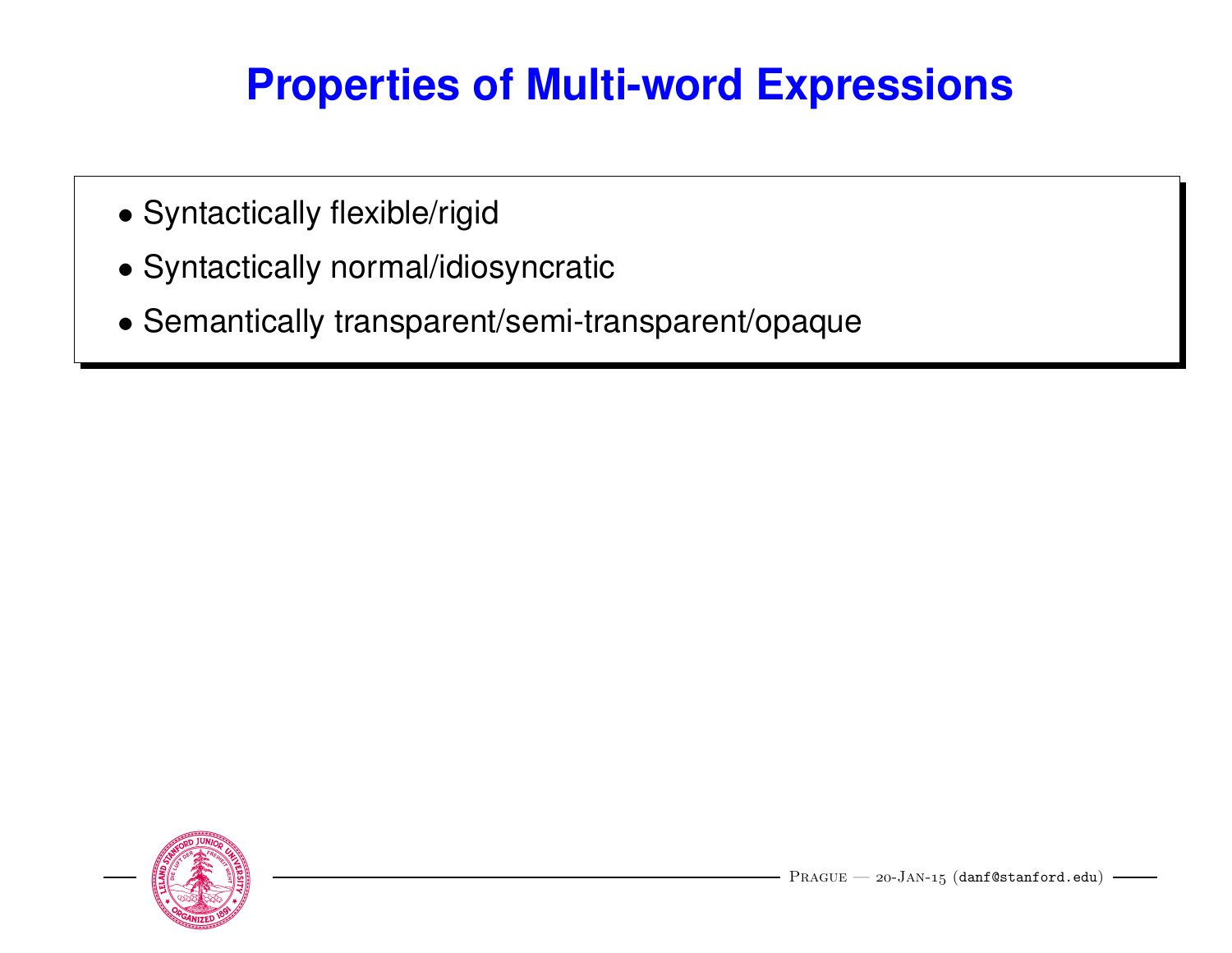# Properties of Multi-word Expressions

- Syntactically flexible/rigid
- Syntactically normal/idiosyncratic
- Semantically transparent/semi-transparent/opaque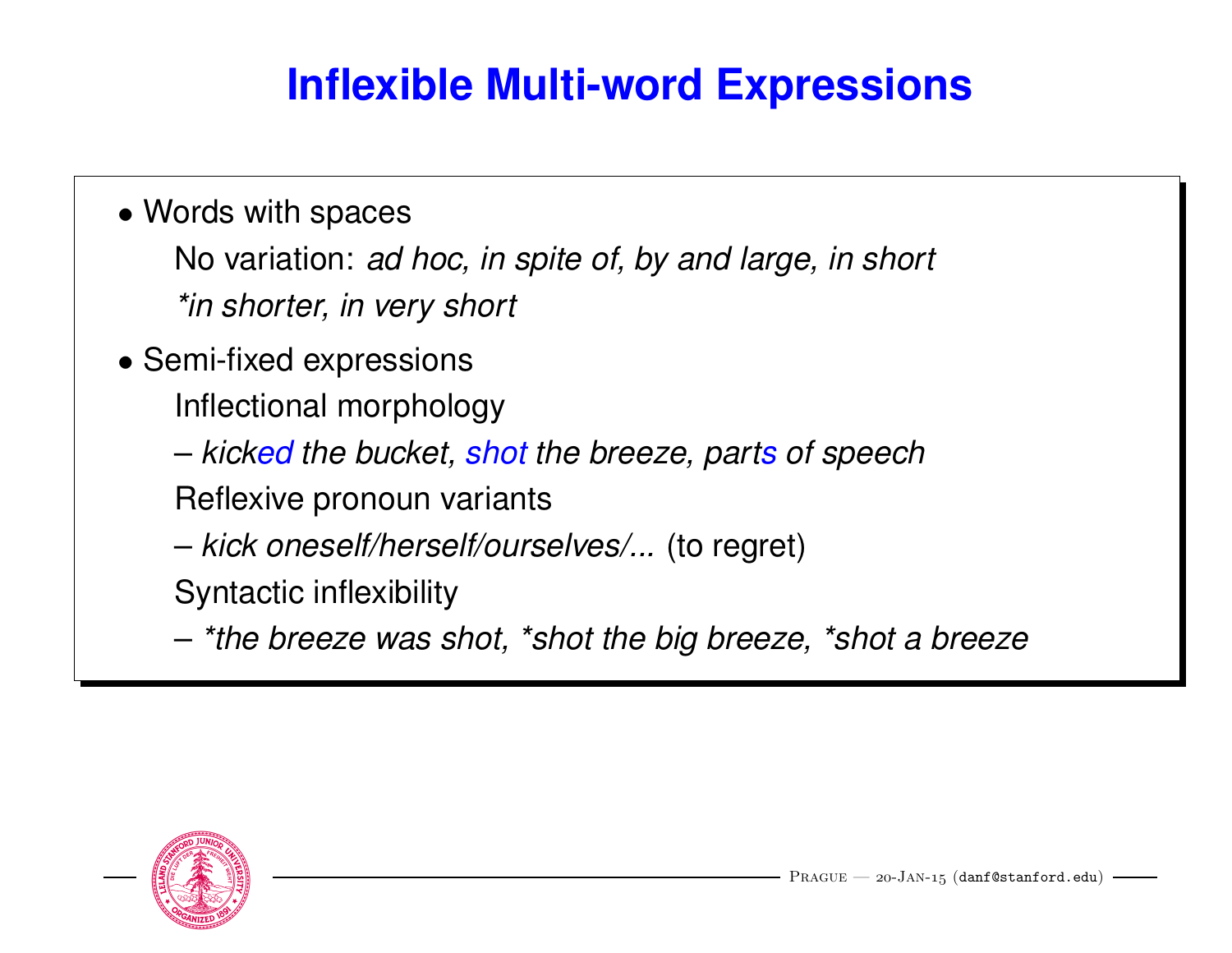# Inflexible Multi-word Expressions

- Words with spaces

  No variation: *ad hoc, in spite of, by and large, in short*

  **in shorter, in very short*

- Semi-fixed expressions

  Inflectional morphology

  – *kicked the bucket, shot the breeze, parts of speech*

  Reflexive pronoun variants

  – *kick oneself/herself/ourselves/...* (to regret)

  Syntactic inflexibility

  – **the breeze was shot, *shot the big breeze, *shot a breeze*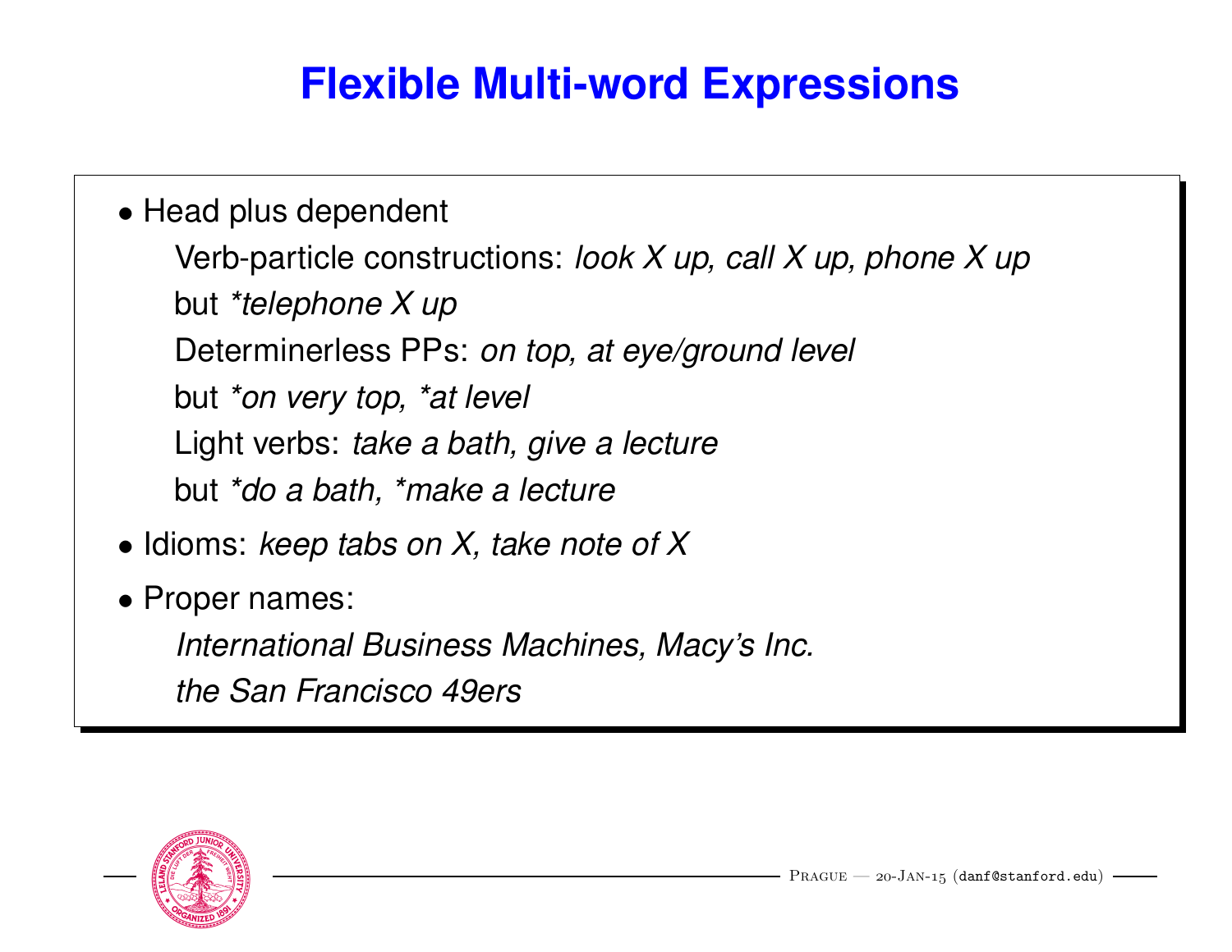# Flexible Multi-word Expressions

- Head plus dependent

  Verb-particle constructions: *look X up, call X up, phone X up*

  but *\*telephone X up*

  Determinerless PPs: *on top, at eye/ground level*

  but *\*on very top, \*at level*

  Light verbs: *take a bath, give a lecture*

  but *\*do a bath, \*make a lecture*

- Idioms: *keep tabs on X, take note of X*
- Proper names:

  *International Business Machines, Macy's Inc.*

  *the San Francisco 49ers*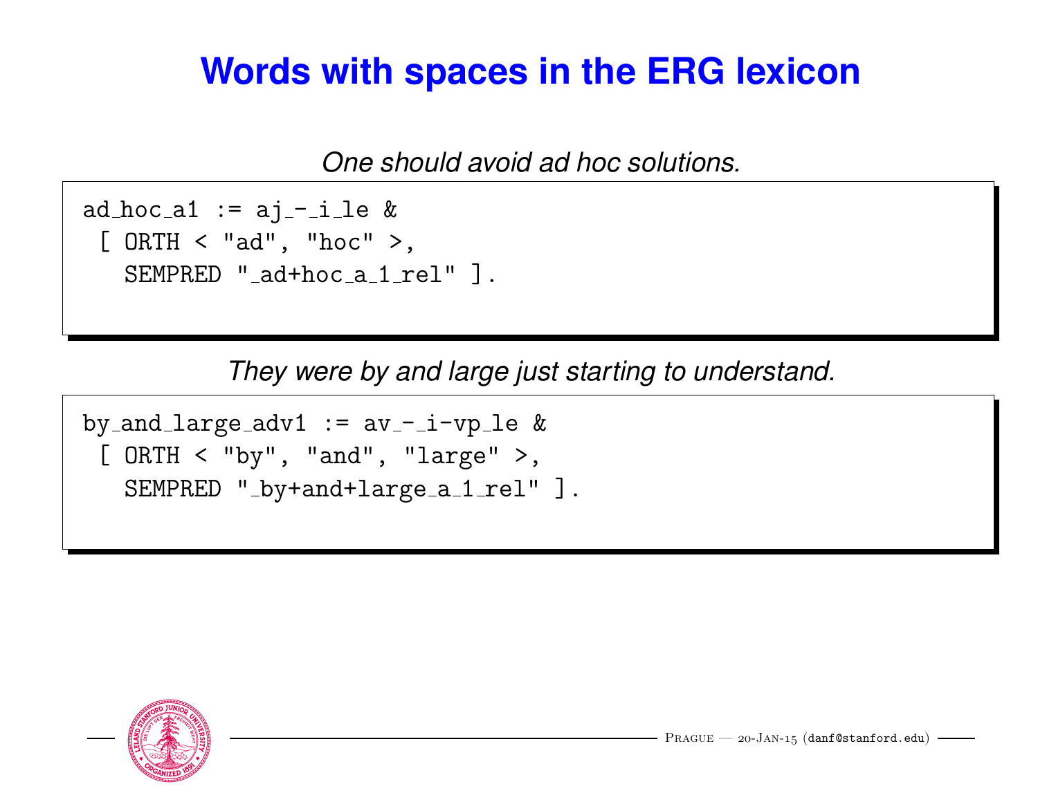# Words with spaces in the ERG lexicon

*One should avoid ad hoc solutions.*

```
ad_hoc_a1 := aj_-_i_le &
 [ ORTH < "ad", "hoc" >,
   SEMPRED "_ad+hoc_a_1_rel" ].
```

*They were by and large just starting to understand.*

```
by_and_large_adv1 := av_-_i-vp_le &
 [ ORTH < "by", "and", "large" >,
   SEMPRED "_by+and+large_a_1_rel" ].
```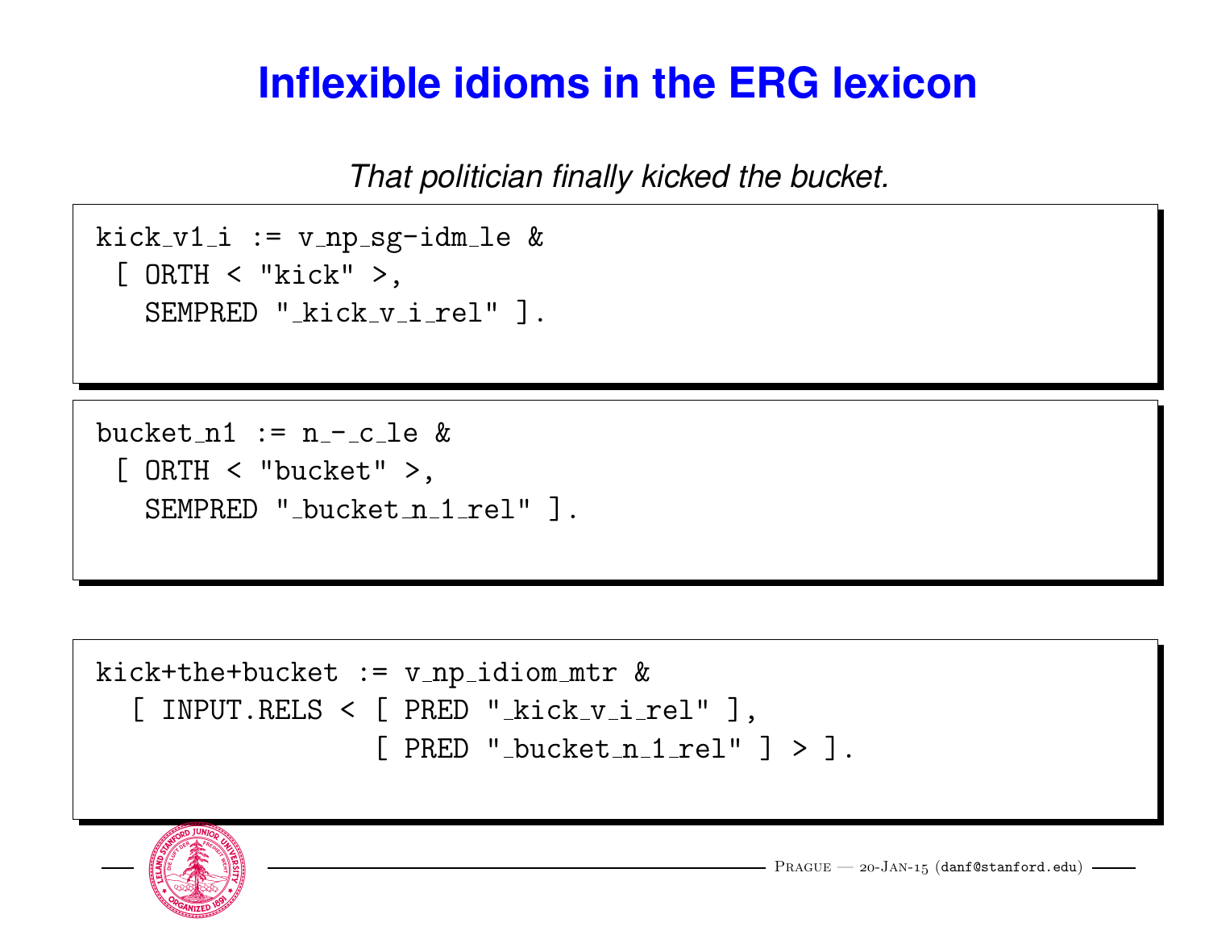# Inflexible idioms in the ERG lexicon

*That politician finally kicked the bucket.*

```
kick_v1_i := v_np_sg-idm_le &
 [ ORTH < "kick" >,
   SEMPRED "_kick_v_i_rel" ].
```

```
bucket_n1 := n_-_c_le &
 [ ORTH < "bucket" >,
   SEMPRED "_bucket_n_1_rel" ].
```

```
kick+the+bucket := v_np_idiom_mtr &
  [ INPUT.RELS < [ PRED "_kick_v_i_rel" ],
                 [ PRED "_bucket_n_1_rel" ] > ].
```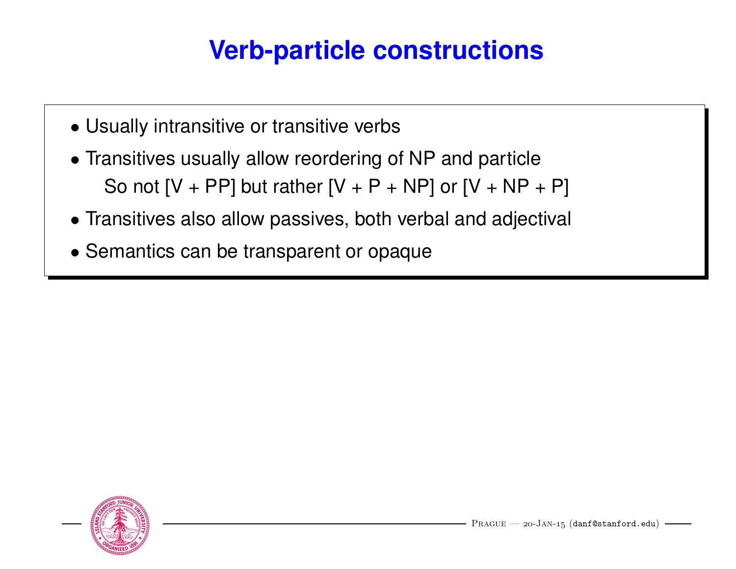# Verb-particle constructions

- Usually intransitive or transitive verbs
- Transitives usually allow reordering of NP and particle
  So not [V + PP] but rather [V + P + NP] or [V + NP + P]
- Transitives also allow passives, both verbal and adjectival
- Semantics can be transparent or opaque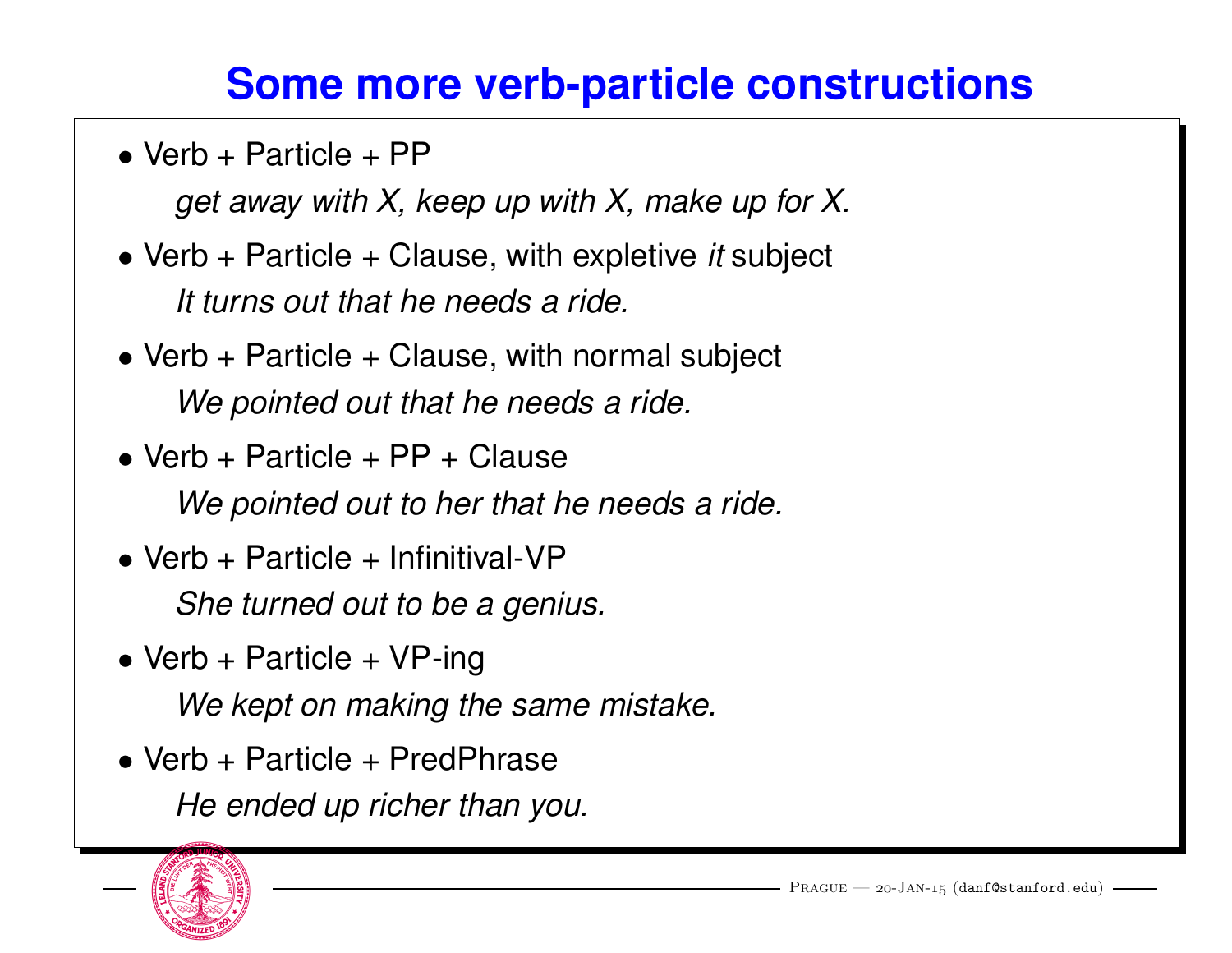# Some more verb-particle constructions

- Verb + Particle + PP

  *get away with X, keep up with X, make up for X.*

- Verb + Particle + Clause, with expletive *it* subject

  *It turns out that he needs a ride.*

- Verb + Particle + Clause, with normal subject

  *We pointed out that he needs a ride.*

- Verb + Particle + PP + Clause

  *We pointed out to her that he needs a ride.*

- Verb + Particle + Infinitival-VP

  *She turned out to be a genius.*

- Verb + Particle + VP-ing

  *We kept on making the same mistake.*

- Verb + Particle + PredPhrase

  *He ended up richer than you.*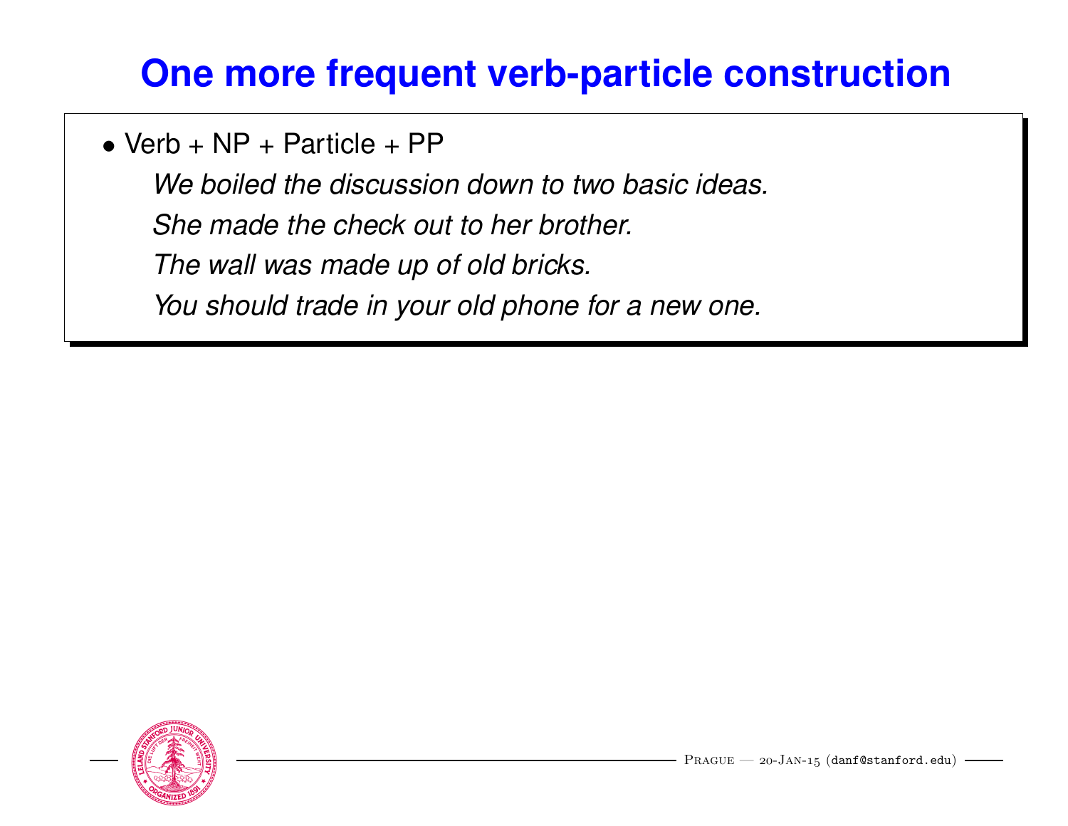# One more frequent verb-particle construction

- Verb + NP + Particle + PP

  *We boiled the discussion down to two basic ideas.*

  *She made the check out to her brother.*

  *The wall was made up of old bricks.*

  *You should trade in your old phone for a new one.*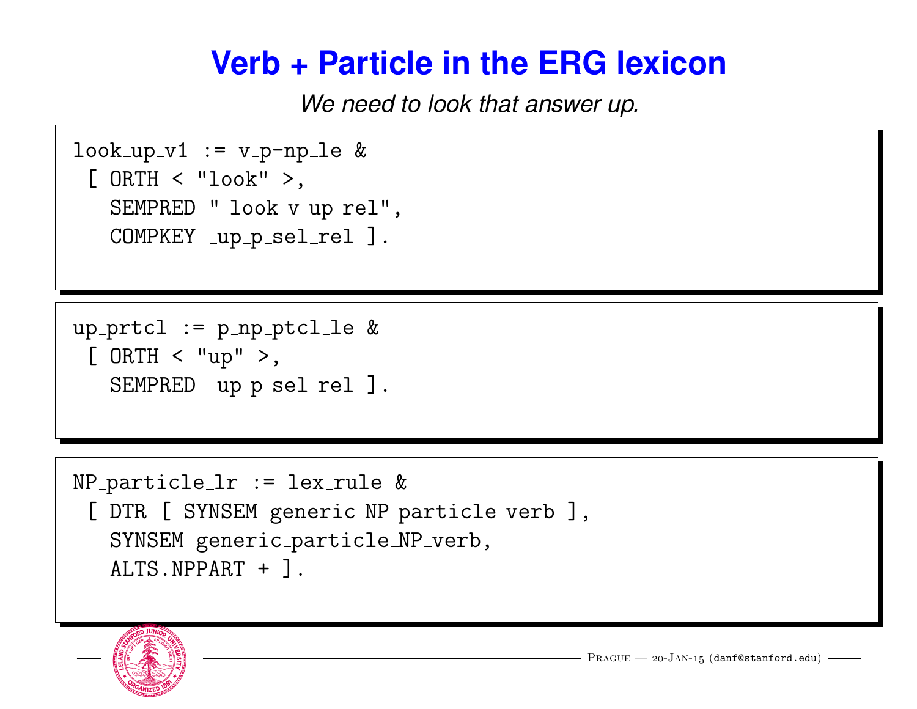# Verb + Particle in the ERG lexicon

*We need to look that answer up.*

```
look_up_v1 := v_p-np_le &
 [ ORTH < "look" >,
   SEMPRED "_look_v_up_rel",
   COMPKEY _up_p_sel_rel ].
```

```
up_prtcl := p_np_ptcl_le &
 [ ORTH < "up" >,
   SEMPRED _up_p_sel_rel ].
```

```
NP_particle_lr := lex_rule &
 [ DTR [ SYNSEM generic_NP_particle_verb ],
   SYNSEM generic_particle_NP_verb,
   ALTS.NPPART + ].
```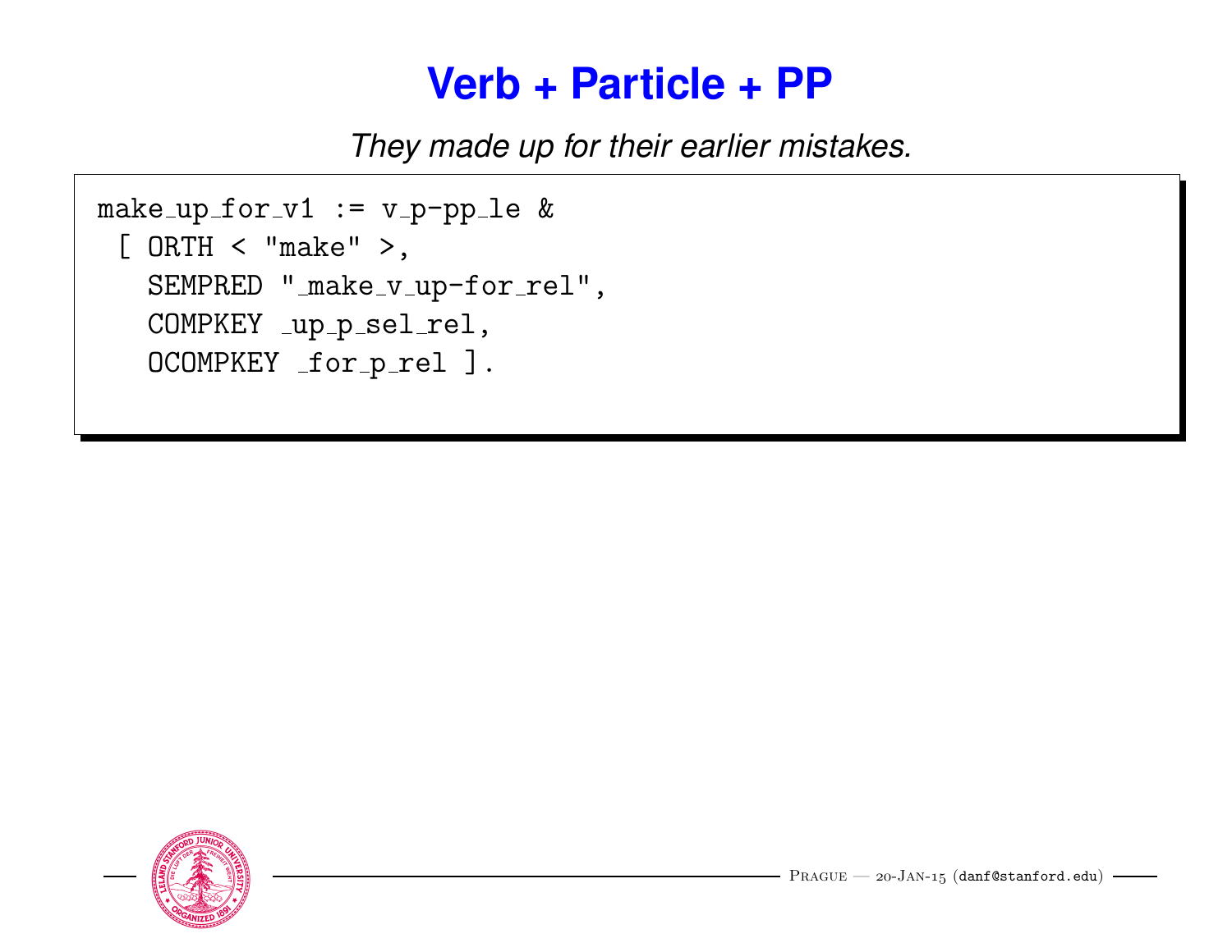# Verb + Particle + PP

*They made up for their earlier mistakes.*

```
make_up_for_v1 := v_p-pp_le &
 [ ORTH < "make" >,
   SEMPRED "_make_v_up-for_rel",
   COMPKEY _up_p_sel_rel,
   OCOMPKEY _for_p_rel ].
```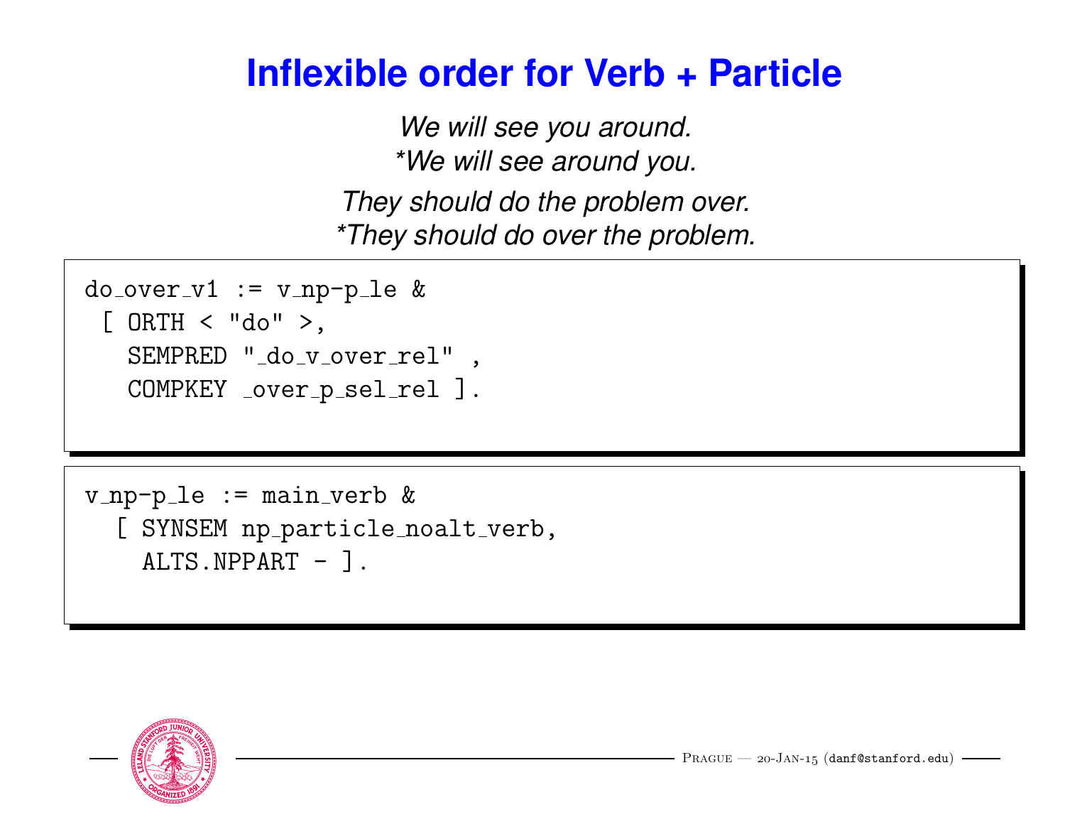# Inflexible order for Verb + Particle

*We will see you around.*
*\*We will see around you.*

*They should do the problem over.*
*\*They should do over the problem.*

```
do_over_v1 := v_np-p_le &
 [ ORTH < "do" >,
   SEMPRED "_do_v_over_rel" ,
   COMPKEY _over_p_sel_rel ].
```

```
v_np-p_le := main_verb &
  [ SYNSEM np_particle_noalt_verb,
    ALTS.NPPART - ].
```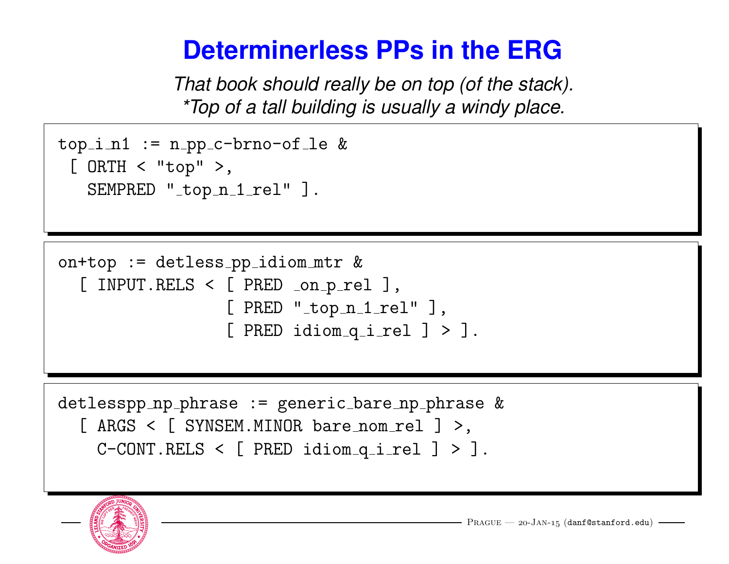# Determinerless PPs in the ERG

*That book should really be on top (of the stack).*
*\*Top of a tall building is usually a windy place.*

```
top_i_n1 := n_pp_c-brno-of_le &
 [ ORTH < "top" >,
   SEMPRED "_top_n_1_rel" ].
```

```
on+top := detless_pp_idiom_mtr &
  [ INPUT.RELS < [ PRED _on_p_rel ],
                 [ PRED "_top_n_1_rel" ],
                 [ PRED idiom_q_i_rel ] > ].
```

```
detlesspp_np_phrase := generic_bare_np_phrase &
  [ ARGS < [ SYNSEM.MINOR bare_nom_rel ] >,
    C-CONT.RELS < [ PRED idiom_q_i_rel ] > ].
```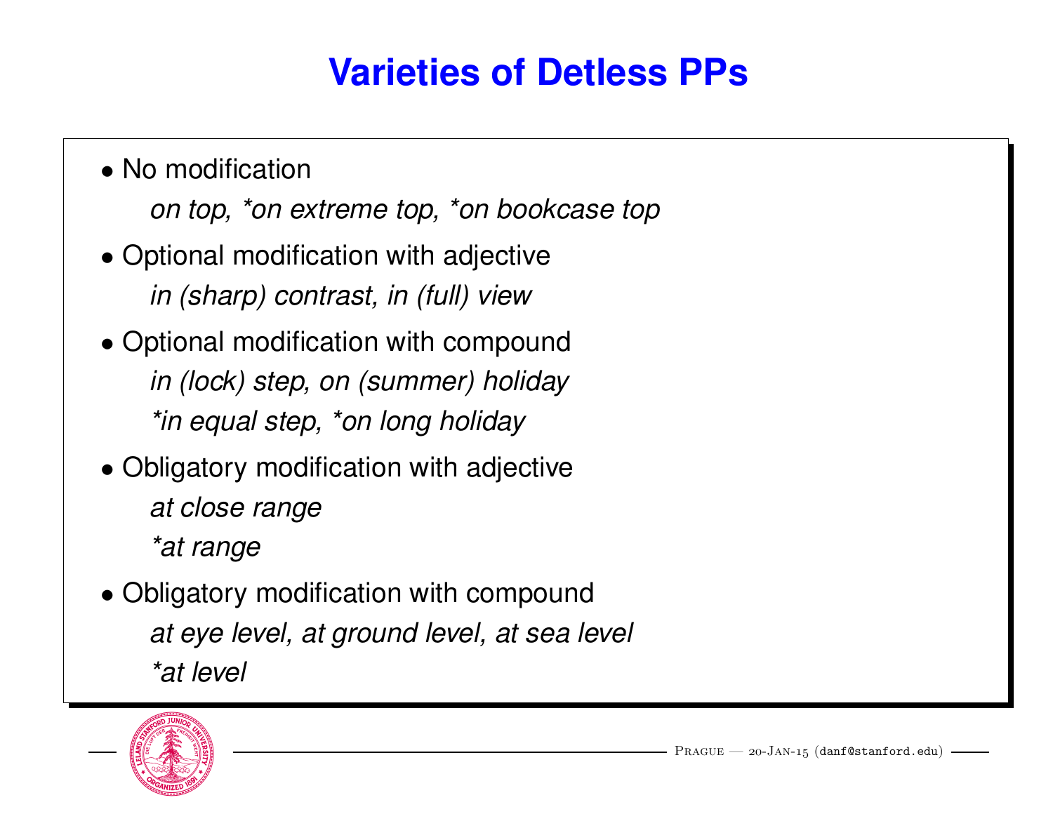# Varieties of Detless PPs

- No modification

  *on top, *on extreme top, *on bookcase top*

- Optional modification with adjective

  *in (sharp) contrast, in (full) view*

- Optional modification with compound

  *in (lock) step, on (summer) holiday*

  **in equal step, *on long holiday*

- Obligatory modification with adjective

  *at close range*

  **at range*

- Obligatory modification with compound

  *at eye level, at ground level, at sea level*

  **at level*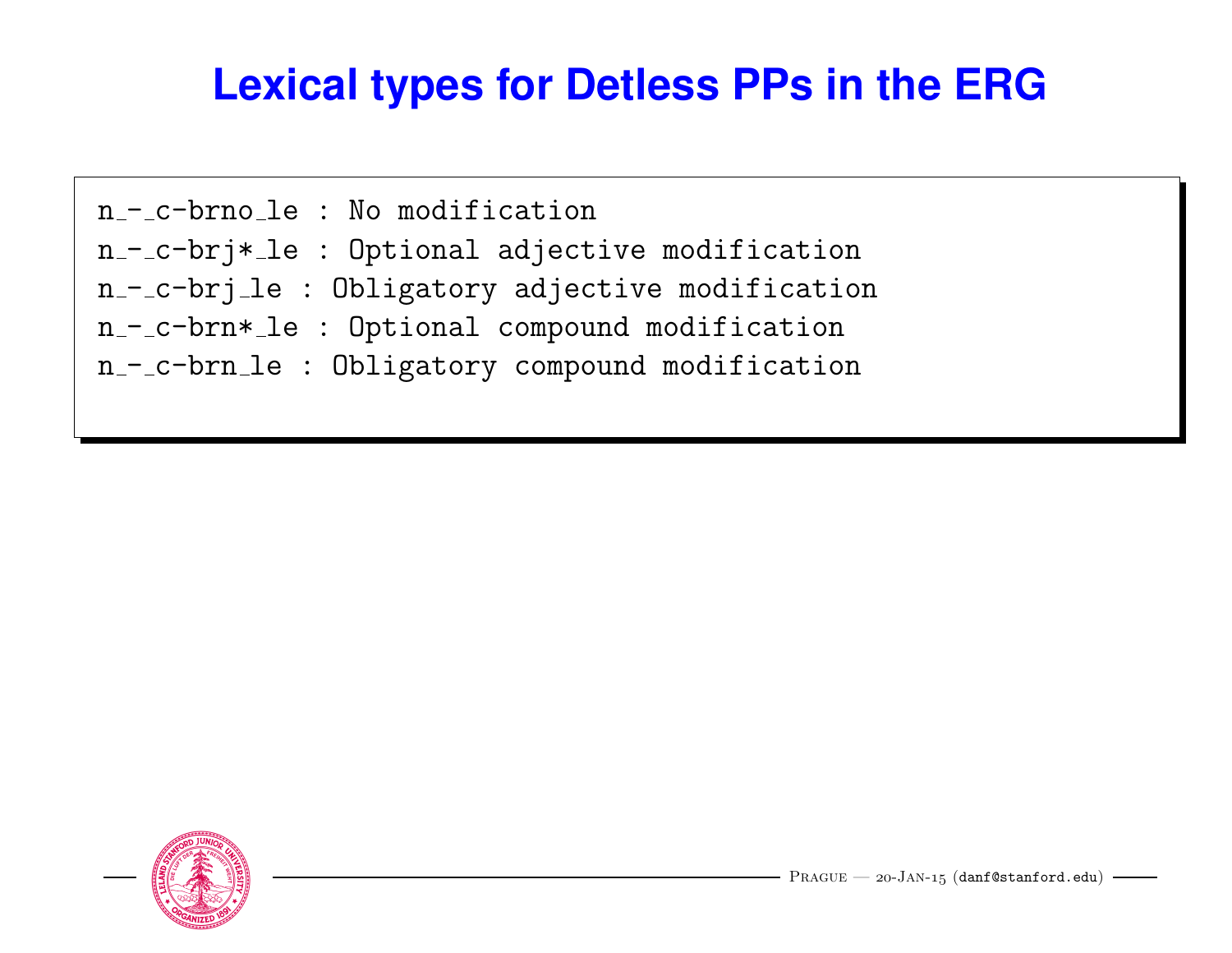# Lexical types for Detless PPs in the ERG

```
n_-_c-brno_le : No modification
n_-_c-brj*_le : Optional adjective modification
n_-_c-brj_le : Obligatory adjective modification
n_-_c-brn*_le : Optional compound modification
n_-_c-brn_le : Obligatory compound modification
```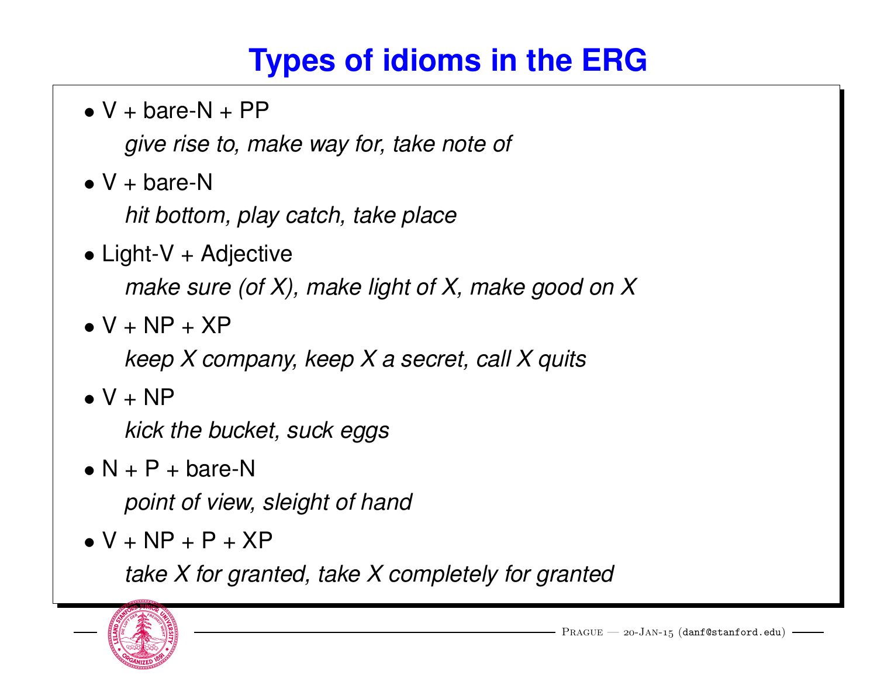# Types of idioms in the ERG

- V + bare-N + PP

  *give rise to, make way for, take note of*

- V + bare-N

  *hit bottom, play catch, take place*

- Light-V + Adjective

  *make sure (of X), make light of X, make good on X*

- V + NP + XP

  *keep X company, keep X a secret, call X quits*

- V + NP

  *kick the bucket, suck eggs*

- N + P + bare-N

  *point of view, sleight of hand*

- V + NP + P + XP

  *take X for granted, take X completely for granted*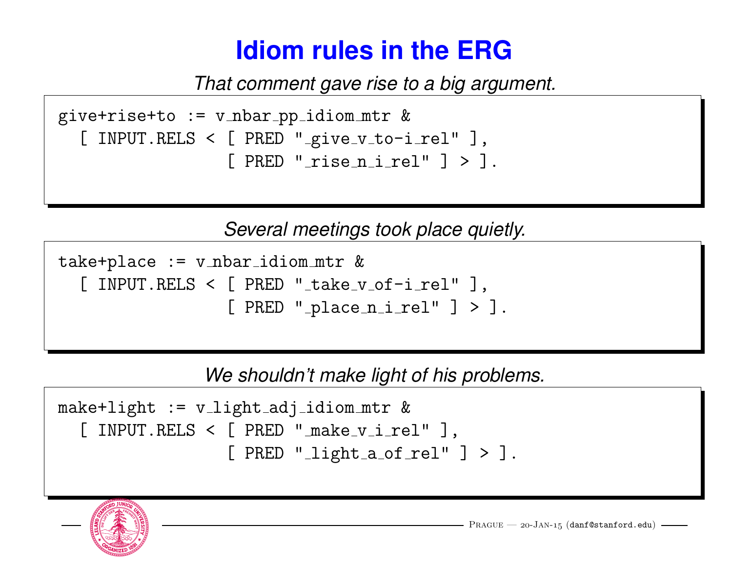# Idiom rules in the ERG

*That comment gave rise to a big argument.*

```
give+rise+to := v_nbar_pp_idiom_mtr &
  [ INPUT.RELS < [ PRED "_give_v_to-i_rel" ],
                 [ PRED "_rise_n_i_rel" ] > ].
```

*Several meetings took place quietly.*

```
take+place := v_nbar_idiom_mtr &
  [ INPUT.RELS < [ PRED "_take_v_of-i_rel" ],
                 [ PRED "_place_n_i_rel" ] > ].
```

*We shouldn't make light of his problems.*

```
make+light := v_light_adj_idiom_mtr &
  [ INPUT.RELS < [ PRED "_make_v_i_rel" ],
                 [ PRED "_light_a_of_rel" ] > ].
```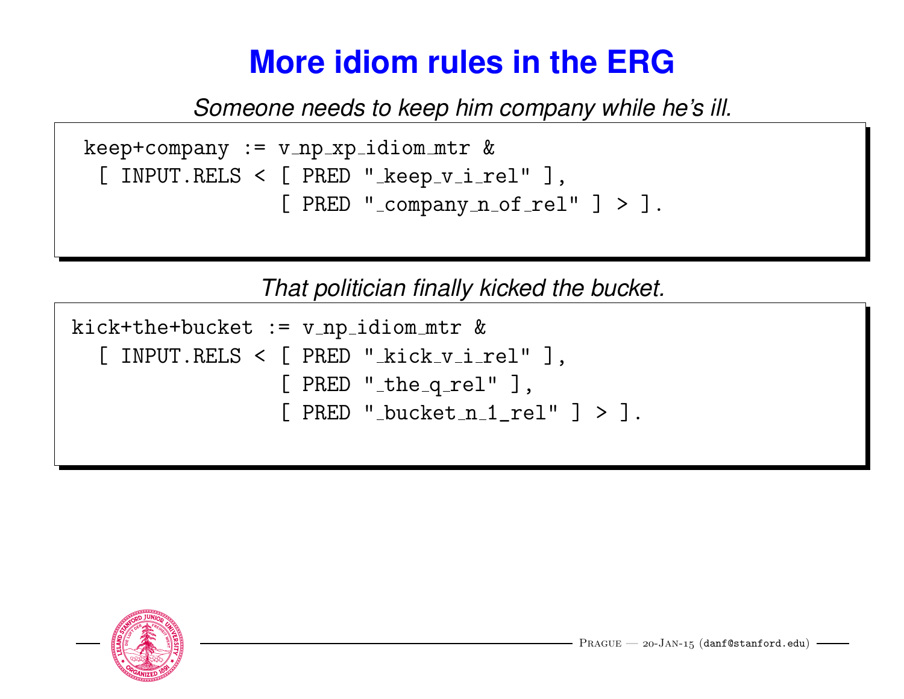# More idiom rules in the ERG

*Someone needs to keep him company while he's ill.*

```
keep+company := v_np_xp_idiom_mtr &
 [ INPUT.RELS < [ PRED "_keep_v_i_rel" ],
                [ PRED "_company_n_of_rel" ] > ].
```

*That politician finally kicked the bucket.*

```
kick+the+bucket := v_np_idiom_mtr &
  [ INPUT.RELS < [ PRED "_kick_v_i_rel" ],
                 [ PRED "_the_q_rel" ],
                 [ PRED "_bucket_n_1_rel" ] > ].
```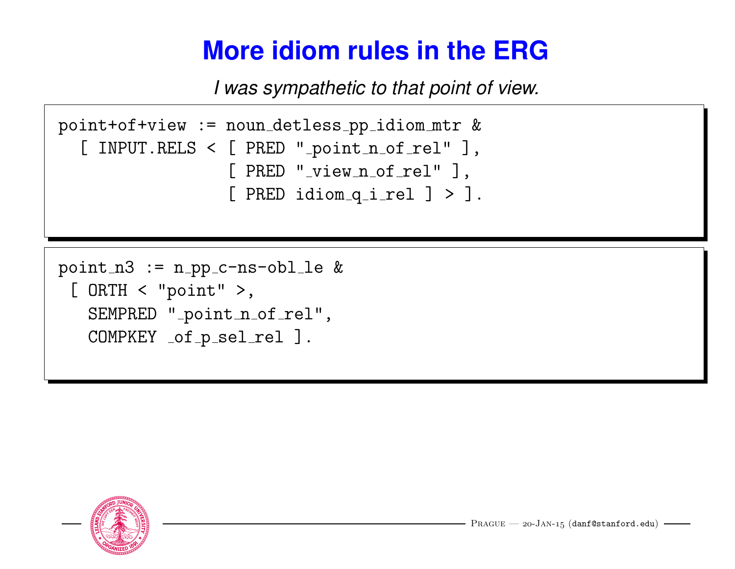# More idiom rules in the ERG

*I was sympathetic to that point of view.*

```
point+of+view := noun_detless_pp_idiom_mtr &
  [ INPUT.RELS < [ PRED "_point_n_of_rel" ],
                 [ PRED "_view_n_of_rel" ],
                 [ PRED idiom_q_i_rel ] > ].
```

```
point_n3 := n_pp_c-ns-obl_le &
 [ ORTH < "point" >,
   SEMPRED "_point_n_of_rel",
   COMPKEY _of_p_sel_rel ].
```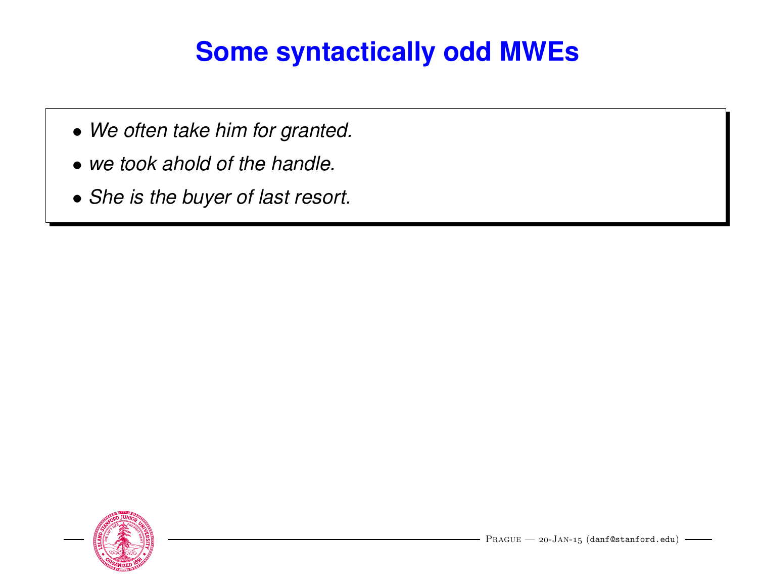# Some syntactically odd MWEs

- *We often take him for granted.*
- *we took ahold of the handle.*
- *She is the buyer of last resort.*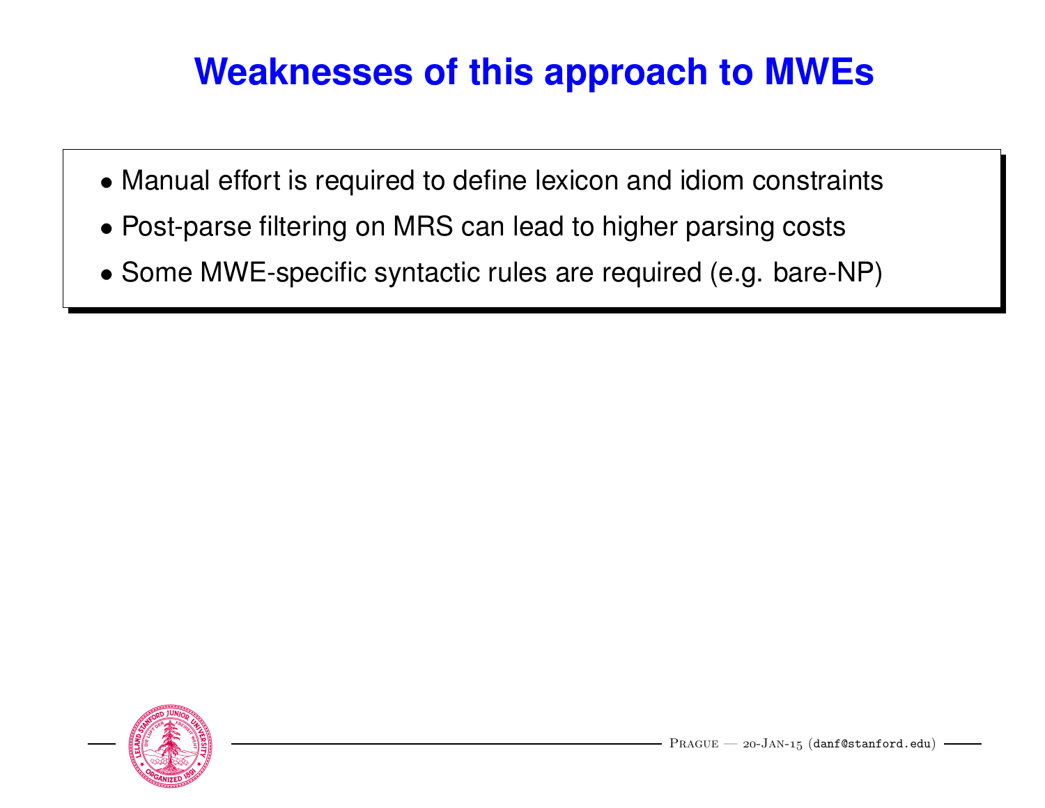# Weaknesses of this approach to MWEs

- Manual effort is required to define lexicon and idiom constraints
- Post-parse filtering on MRS can lead to higher parsing costs
- Some MWE-specific syntactic rules are required (e.g. bare-NP)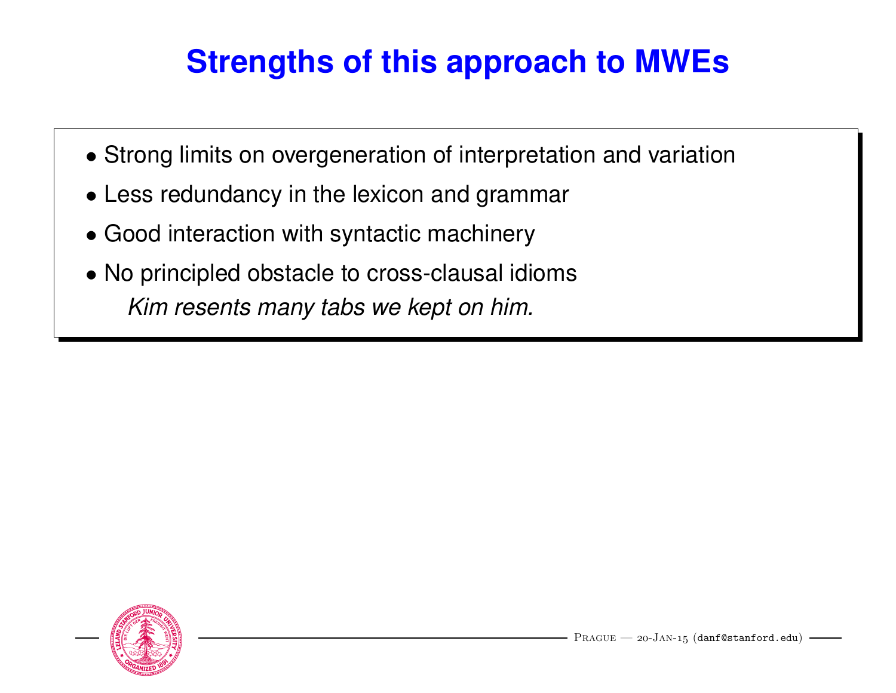# Strengths of this approach to MWEs

- Strong limits on overgeneration of interpretation and variation
- Less redundancy in the lexicon and grammar
- Good interaction with syntactic machinery
- No principled obstacle to cross-clausal idioms

  *Kim resents many tabs we kept on him.*